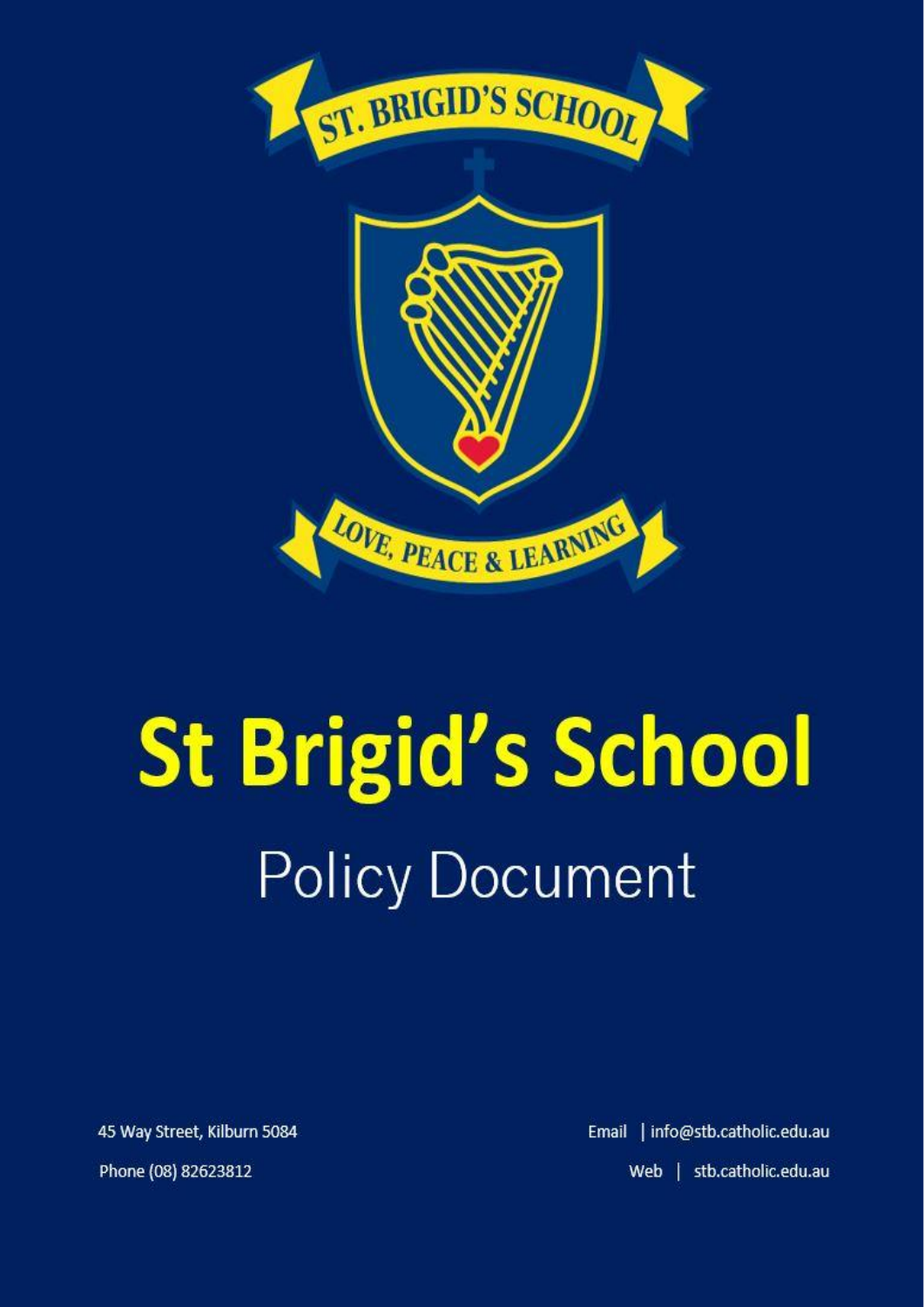ST. BRIGID'S SCHOOL

LOVE, PEACE & LEARNING

# St Brigid's School

## Policy Document

45 Way Street, Kilburn 5084

Phone (08) 82623812

Email | info@stb.catholic.edu.au

Web | stb.catholic.edu.au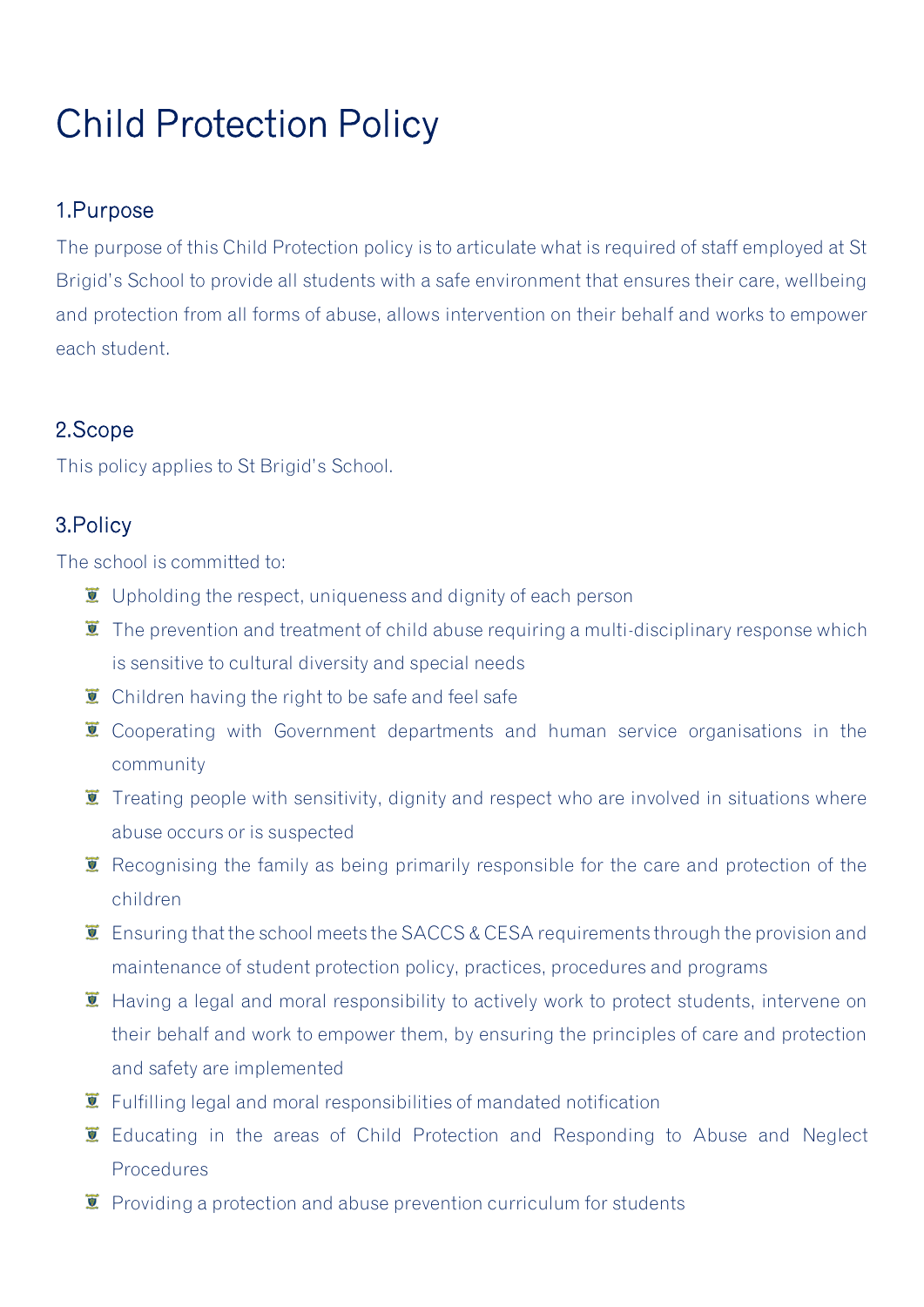# Child Protection Policy

## 1.Purpose

The purpose of this Child Protection policy is to articulate what is required of staff employed at St Brigid's School to provide all students with a safe environment that ensures their care, wellbeing and protection from all forms of abuse, allows intervention on their behalf and works to empower each student.

## 2.Scope

This policy applies to St Brigid's School.

## 3.Policy

The school is committed to:

- Upholding the respect, uniqueness and dignity of each person
- The prevention and treatment of child abuse requiring a multi-disciplinary response which is sensitive to cultural diversity and special needs
- Children having the right to be safe and feel safe
- Cooperating with Government departments and human service organisations in the community
- Treating people with sensitivity, dignity and respect who are involved in situations where abuse occurs or is suspected
- Recognising the family as being primarily responsible for the care and protection of the children
- Ensuring that the school meets the SACCS & CESA requirements through the provision and maintenance of student protection policy, practices, procedures and programs
- Having a legal and moral responsibility to actively work to protect students, intervene on their behalf and work to empower them, by ensuring the principles of care and protection and safety are implemented
- Fulfilling legal and moral responsibilities of mandated notification
- Educating in the areas of Child Protection and Responding to Abuse and Neglect Procedures
- Providing a protection and abuse prevention curriculum for students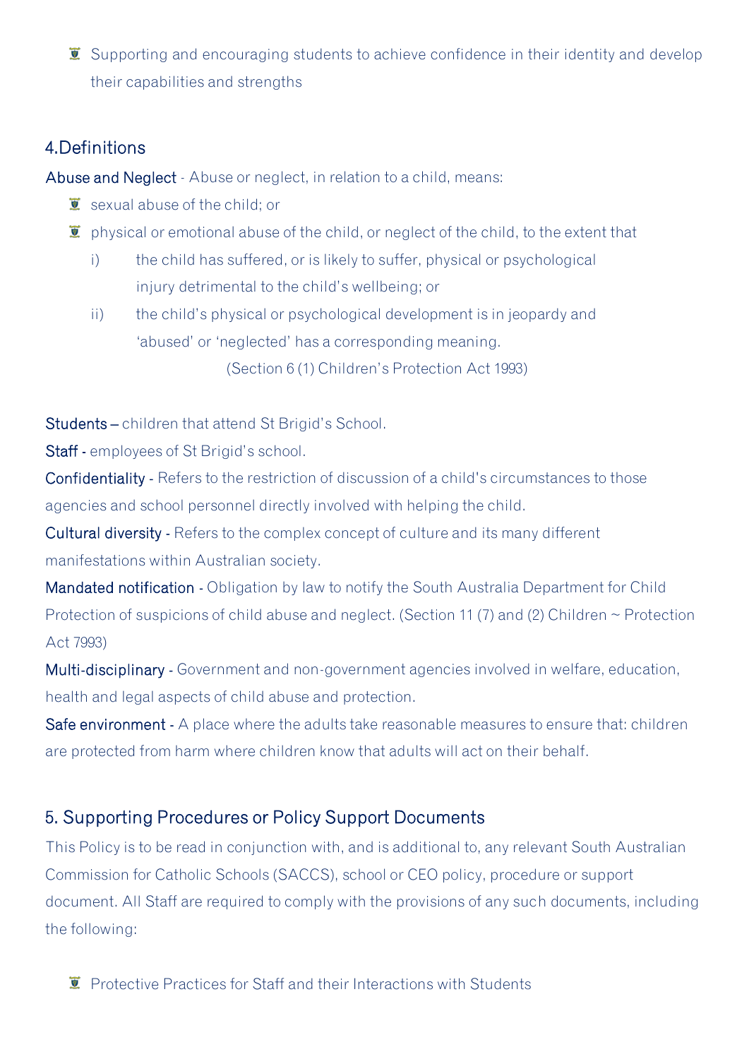- Supporting and encouraging students to achieve confidence in their identity and develop their capabilities and strengths

## 4.Definitions

**Abuse and Neglect** - Abuse or neglect, in relation to a child, means:

- sexual abuse of the child; or
- physical or emotional abuse of the child, or neglect of the child, to the extent that
  - i) the child has suffered, or is likely to suffer, physical or psychological injury detrimental to the child's wellbeing; or
  - ii) the child's physical or psychological development is in jeopardy and 'abused' or 'neglected' has a corresponding meaning.

(Section 6 (1) Children's Protection Act 1993)

**Students** – children that attend St Brigid's School.

**Staff** - employees of St Brigid's school.

**Confidentiality** - Refers to the restriction of discussion of a child's circumstances to those agencies and school personnel directly involved with helping the child.

**Cultural diversity** - Refers to the complex concept of culture and its many different manifestations within Australian society.

**Mandated notification** - Obligation by law to notify the South Australia Department for Child Protection of suspicions of child abuse and neglect. (Section 11 (7) and (2) Children ~ Protection Act 7993)

**Multi-disciplinary** - Government and non-government agencies involved in welfare, education, health and legal aspects of child abuse and protection.

**Safe environment** - A place where the adults take reasonable measures to ensure that: children are protected from harm where children know that adults will act on their behalf.

## 5. Supporting Procedures or Policy Support Documents

This Policy is to be read in conjunction with, and is additional to, any relevant South Australian Commission for Catholic Schools (SACCS), school or CEO policy, procedure or support document. All Staff are required to comply with the provisions of any such documents, including the following:

- Protective Practices for Staff and their Interactions with Students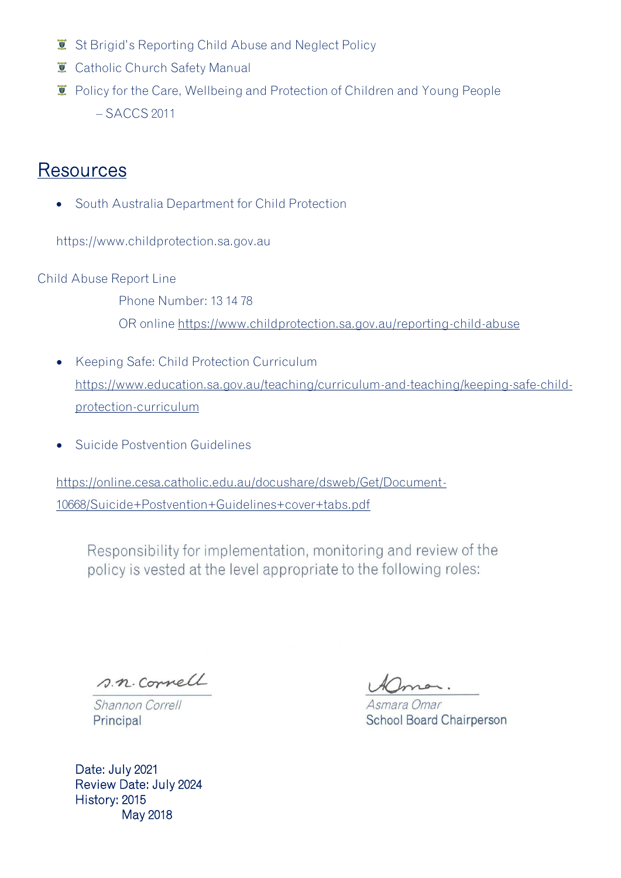- St Brigid's Reporting Child Abuse and Neglect Policy
- Catholic Church Safety Manual
- Policy for the Care, Wellbeing and Protection of Children and Young People – SACCS 2011

## Resources

- South Australia Department for Child Protection

https://www.childprotection.sa.gov.au

Child Abuse Report Line

Phone Number: 13 14 78

OR online https://www.childprotection.sa.gov.au/reporting-child-abuse

- Keeping Safe: Child Protection Curriculum
  https://www.education.sa.gov.au/teaching/curriculum-and-teaching/keeping-safe-child-protection-curriculum

- Suicide Postvention Guidelines

https://online.cesa.catholic.edu.au/docushare/dsweb/Get/Document-10668/Suicide+Postvention+Guidelines+cover+tabs.pdf

Responsibility for implementation, monitoring and review of the policy is vested at the level appropriate to the following roles:

| | |
|---|---|
| *Shannon Correll*<br>Principal | *Asmara Omar*<br>School Board Chairperson |

Date: July 2021
Review Date: July 2024
History: 2015
May 2018